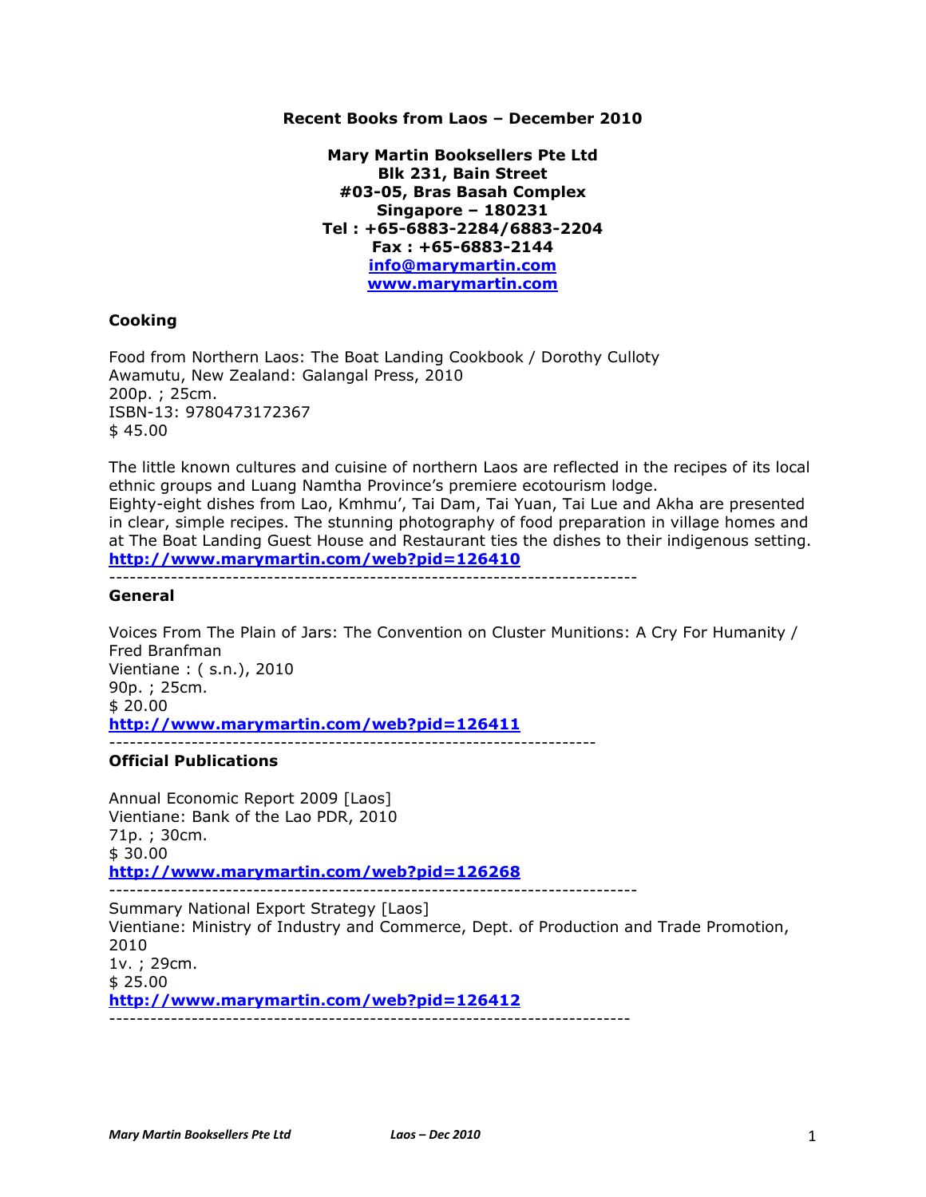**Recent Books from Laos – December 2010**

**Mary Martin Booksellers Pte Ltd**
**Blk 231, Bain Street**
**#03-05, Bras Basah Complex**
**Singapore – 180231**
**Tel : +65-6883-2284/6883-2204**
**Fax : +65-6883-2144**
**info@marymartin.com**
**www.marymartin.com**

## Cooking

Food from Northern Laos: The Boat Landing Cookbook / Dorothy Culloty
Awamutu, New Zealand: Galangal Press, 2010
200p. ; 25cm.
ISBN-13: 9780473172367
$ 45.00

The little known cultures and cuisine of northern Laos are reflected in the recipes of its local ethnic groups and Luang Namtha Province's premiere ecotourism lodge.
Eighty-eight dishes from Lao, Kmhmu', Tai Dam, Tai Yuan, Tai Lue and Akha are presented in clear, simple recipes. The stunning photography of food preparation in village homes and at The Boat Landing Guest House and Restaurant ties the dishes to their indigenous setting.
**http://www.marymartin.com/web?pid=126410**

---

## General

Voices From The Plain of Jars: The Convention on Cluster Munitions: A Cry For Humanity / Fred Branfman
Vientiane : ( s.n.), 2010
90p. ; 25cm.
$ 20.00
**http://www.marymartin.com/web?pid=126411**

---

## Official Publications

Annual Economic Report 2009 [Laos]
Vientiane: Bank of the Lao PDR, 2010
71p. ; 30cm.
$ 30.00
**http://www.marymartin.com/web?pid=126268**

---

Summary National Export Strategy [Laos]
Vientiane: Ministry of Industry and Commerce, Dept. of Production and Trade Promotion, 2010
1v. ; 29cm.
$ 25.00
**http://www.marymartin.com/web?pid=126412**

---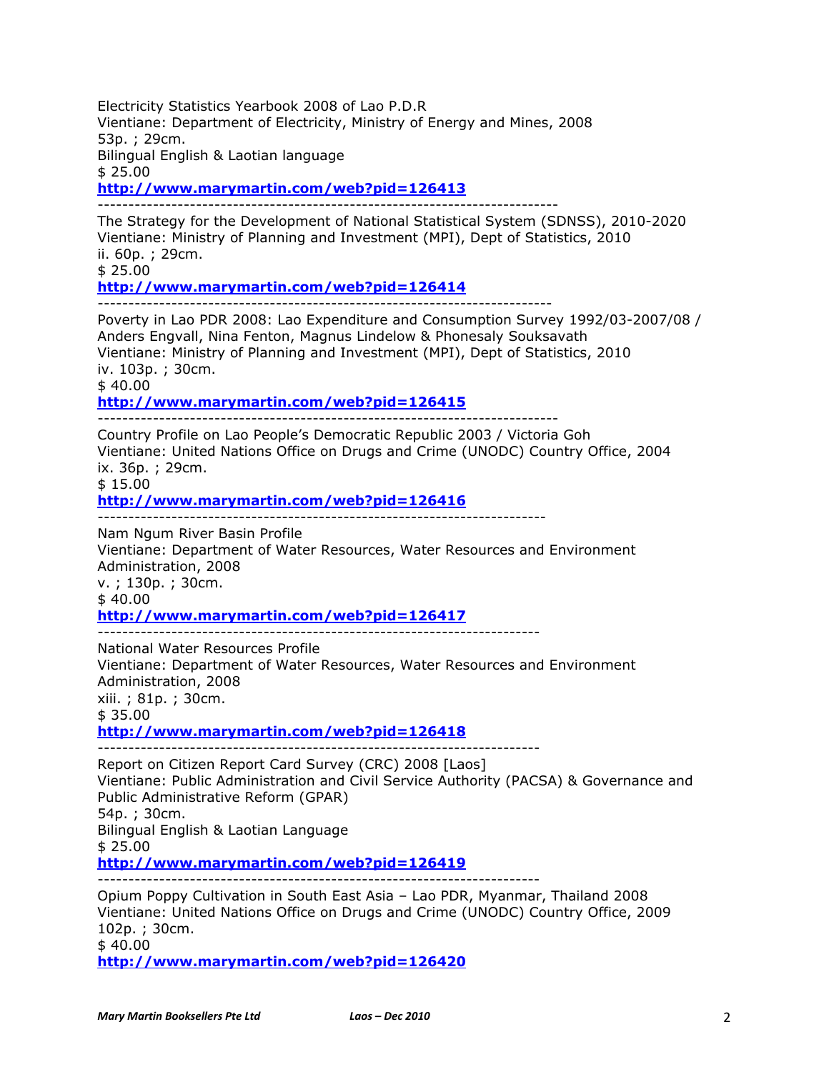Electricity Statistics Yearbook 2008 of Lao P.D.R
Vientiane: Department of Electricity, Ministry of Energy and Mines, 2008
53p. ; 29cm.
Bilingual English & Laotian language
$ 25.00
**http://www.marymartin.com/web?pid=126413**

---

The Strategy for the Development of National Statistical System (SDNSS), 2010-2020
Vientiane: Ministry of Planning and Investment (MPI), Dept of Statistics, 2010
ii. 60p. ; 29cm.
$ 25.00
**http://www.marymartin.com/web?pid=126414**

---

Poverty in Lao PDR 2008: Lao Expenditure and Consumption Survey 1992/03-2007/08 / Anders Engvall, Nina Fenton, Magnus Lindelow & Phonesaly Souksavath
Vientiane: Ministry of Planning and Investment (MPI), Dept of Statistics, 2010
iv. 103p. ; 30cm.
$ 40.00
**http://www.marymartin.com/web?pid=126415**

---

Country Profile on Lao People's Democratic Republic 2003 / Victoria Goh
Vientiane: United Nations Office on Drugs and Crime (UNODC) Country Office, 2004
ix. 36p. ; 29cm.
$ 15.00
**http://www.marymartin.com/web?pid=126416**

---

Nam Ngum River Basin Profile
Vientiane: Department of Water Resources, Water Resources and Environment Administration, 2008
v. ; 130p. ; 30cm.
$ 40.00
**http://www.marymartin.com/web?pid=126417**

---

National Water Resources Profile
Vientiane: Department of Water Resources, Water Resources and Environment Administration, 2008
xiii. ; 81p. ; 30cm.
$ 35.00
**http://www.marymartin.com/web?pid=126418**

---

Report on Citizen Report Card Survey (CRC) 2008 [Laos]
Vientiane: Public Administration and Civil Service Authority (PACSA) & Governance and Public Administrative Reform (GPAR)
54p. ; 30cm.
Bilingual English & Laotian Language
$ 25.00
**http://www.marymartin.com/web?pid=126419**

---

Opium Poppy Cultivation in South East Asia – Lao PDR, Myanmar, Thailand 2008
Vientiane: United Nations Office on Drugs and Crime (UNODC) Country Office, 2009
102p. ; 30cm.
$ 40.00
**http://www.marymartin.com/web?pid=126420**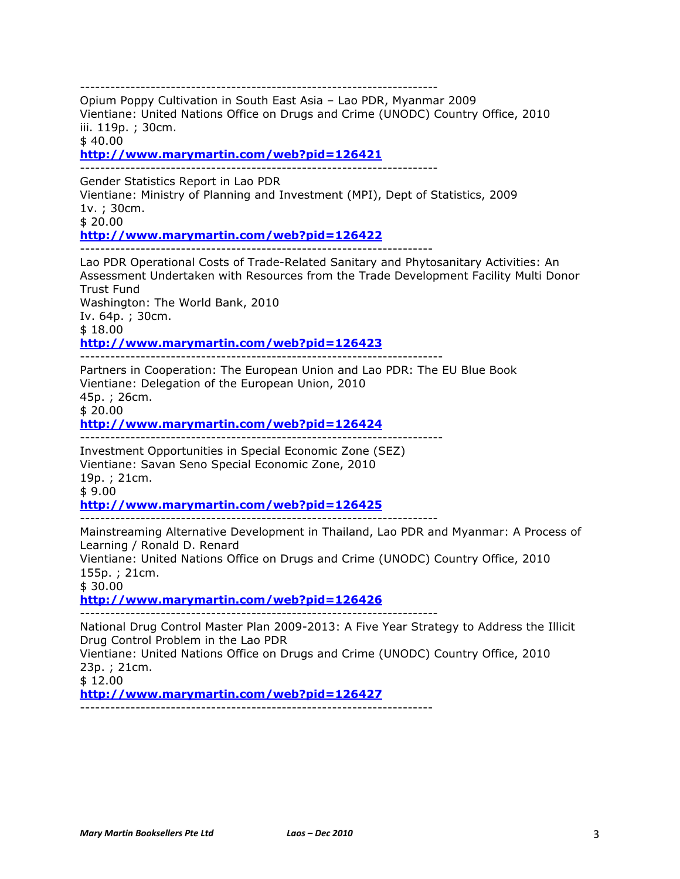----------------------------------------------------------------------

Opium Poppy Cultivation in South East Asia – Lao PDR, Myanmar 2009
Vientiane: United Nations Office on Drugs and Crime (UNODC) Country Office, 2010
iii. 119p. ; 30cm.
$ 40.00
**http://www.marymartin.com/web?pid=126421**

----------------------------------------------------------------------

Gender Statistics Report in Lao PDR
Vientiane: Ministry of Planning and Investment (MPI), Dept of Statistics, 2009
1v. ; 30cm.
$ 20.00
**http://www.marymartin.com/web?pid=126422**

----------------------------------------------------------------------

Lao PDR Operational Costs of Trade-Related Sanitary and Phytosanitary Activities: An Assessment Undertaken with Resources from the Trade Development Facility Multi Donor Trust Fund
Washington: The World Bank, 2010
Iv. 64p. ; 30cm.
$ 18.00
**http://www.marymartin.com/web?pid=126423**

----------------------------------------------------------------------

Partners in Cooperation: The European Union and Lao PDR: The EU Blue Book
Vientiane: Delegation of the European Union, 2010
45p. ; 26cm.
$ 20.00
**http://www.marymartin.com/web?pid=126424**

----------------------------------------------------------------------

Investment Opportunities in Special Economic Zone (SEZ)
Vientiane: Savan Seno Special Economic Zone, 2010
19p. ; 21cm.
$ 9.00
**http://www.marymartin.com/web?pid=126425**

----------------------------------------------------------------------

Mainstreaming Alternative Development in Thailand, Lao PDR and Myanmar: A Process of Learning / Ronald D. Renard
Vientiane: United Nations Office on Drugs and Crime (UNODC) Country Office, 2010
155p. ; 21cm.
$ 30.00
**http://www.marymartin.com/web?pid=126426**

----------------------------------------------------------------------

National Drug Control Master Plan 2009-2013: A Five Year Strategy to Address the Illicit Drug Control Problem in the Lao PDR
Vientiane: United Nations Office on Drugs and Crime (UNODC) Country Office, 2010
23p. ; 21cm.
$ 12.00
**http://www.marymartin.com/web?pid=126427**

----------------------------------------------------------------------